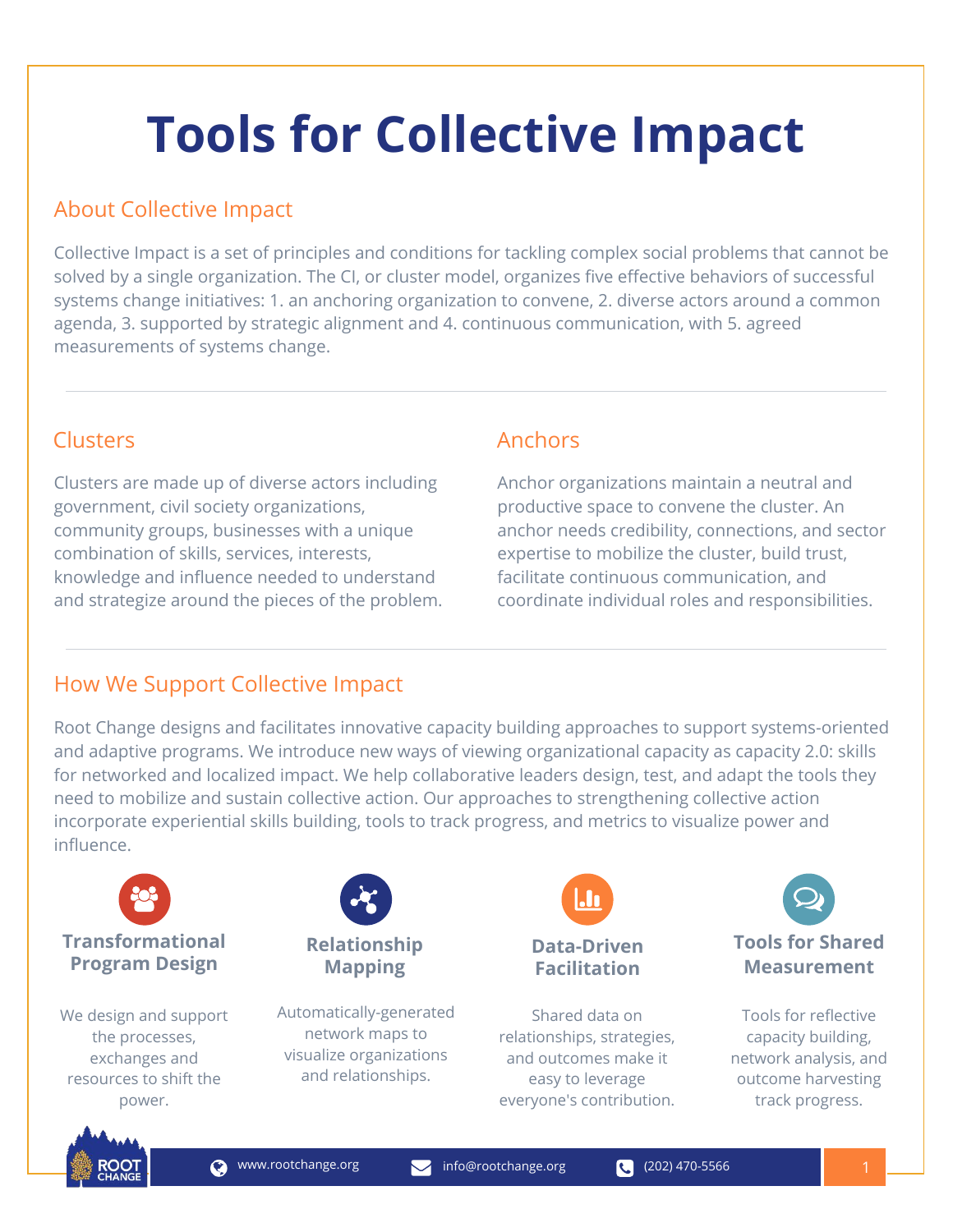# Tools for Collective Impact

## About Collective Impact

Collective Impact is a set of principles and conditions for tackling complex social problems that cannot be solved by a single organization. The CI, or cluster model, organizes five effective behaviors of successful systems change initiatives: 1. an anchoring organization to convene, 2. diverse actors around a common agenda, 3. supported by strategic alignment and 4. continuous communication, with 5. agreed measurements of systems change.

## Clusters

Clusters are made up of diverse actors including government, civil society organizations, community groups, businesses with a unique combination of skills, services, interests, knowledge and influence needed to understand and strategize around the pieces of the problem.

## Anchors

Anchor organizations maintain a neutral and productive space to convene the cluster. An anchor needs credibility, connections, and sector expertise to mobilize the cluster, build trust, facilitate continuous communication, and coordinate individual roles and responsibilities.

## How We Support Collective Impact

Root Change designs and facilitates innovative capacity building approaches to support systems-oriented and adaptive programs. We introduce new ways of viewing organizational capacity as capacity 2.0: skills for networked and localized impact. We help collaborative leaders design, test, and adapt the tools they need to mobilize and sustain collective action. Our approaches to strengthening collective action incorporate experiential skills building, tools to track progress, and metrics to visualize power and influence.

### Transformational Program Design

We design and support the processes, exchanges and resources to shift the power.

### Relationship Mapping

Automatically-generated network maps to visualize organizations and relationships.

### Data-Driven Facilitation

Shared data on relationships, strategies, and outcomes make it easy to leverage everyone's contribution.

### Tools for Shared Measurement

Tools for reflective capacity building, network analysis, and outcome harvesting track progress.

ROOT CHANGE

www.rootchange.org | info@rootchange.org | (202) 470-5566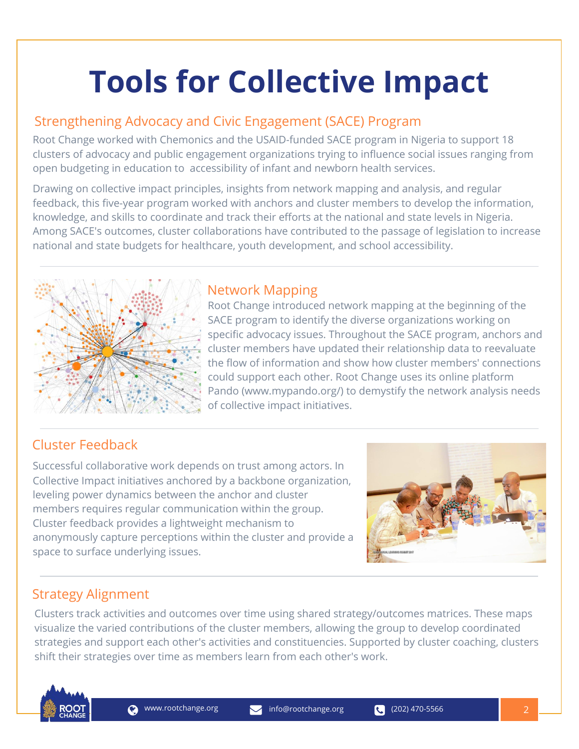# Tools for Collective Impact

## Strengthening Advocacy and Civic Engagement (SACE) Program

Root Change worked with Chemonics and the USAID-funded SACE program in Nigeria to support 18 clusters of advocacy and public engagement organizations trying to influence social issues ranging from open budgeting in education to accessibility of infant and newborn health services.

Drawing on collective impact principles, insights from network mapping and analysis, and regular feedback, this five-year program worked with anchors and cluster members to develop the information, knowledge, and skills to coordinate and track their efforts at the national and state levels in Nigeria. Among SACE's outcomes, cluster collaborations have contributed to the passage of legislation to increase national and state budgets for healthcare, youth development, and school accessibility.

## Network Mapping

Root Change introduced network mapping at the beginning of the SACE program to identify the diverse organizations working on specific advocacy issues. Throughout the SACE program, anchors and cluster members have updated their relationship data to reevaluate the flow of information and show how cluster members' connections could support each other. Root Change uses its online platform Pando (www.mypando.org/) to demystify the network analysis needs of collective impact initiatives.

## Cluster Feedback

Successful collaborative work depends on trust among actors. In Collective Impact initiatives anchored by a backbone organization, leveling power dynamics between the anchor and cluster members requires regular communication within the group. Cluster feedback provides a lightweight mechanism to anonymously capture perceptions within the cluster and provide a space to surface underlying issues.

## Strategy Alignment

Clusters track activities and outcomes over time using shared strategy/outcomes matrices. These maps visualize the varied contributions of the cluster members, allowing the group to develop coordinated strategies and support each other's activities and constituencies. Supported by cluster coaching, clusters shift their strategies over time as members learn from each other's work.

ROOT CHANGE | www.rootchange.org | info@rootchange.org | (202) 470-5566